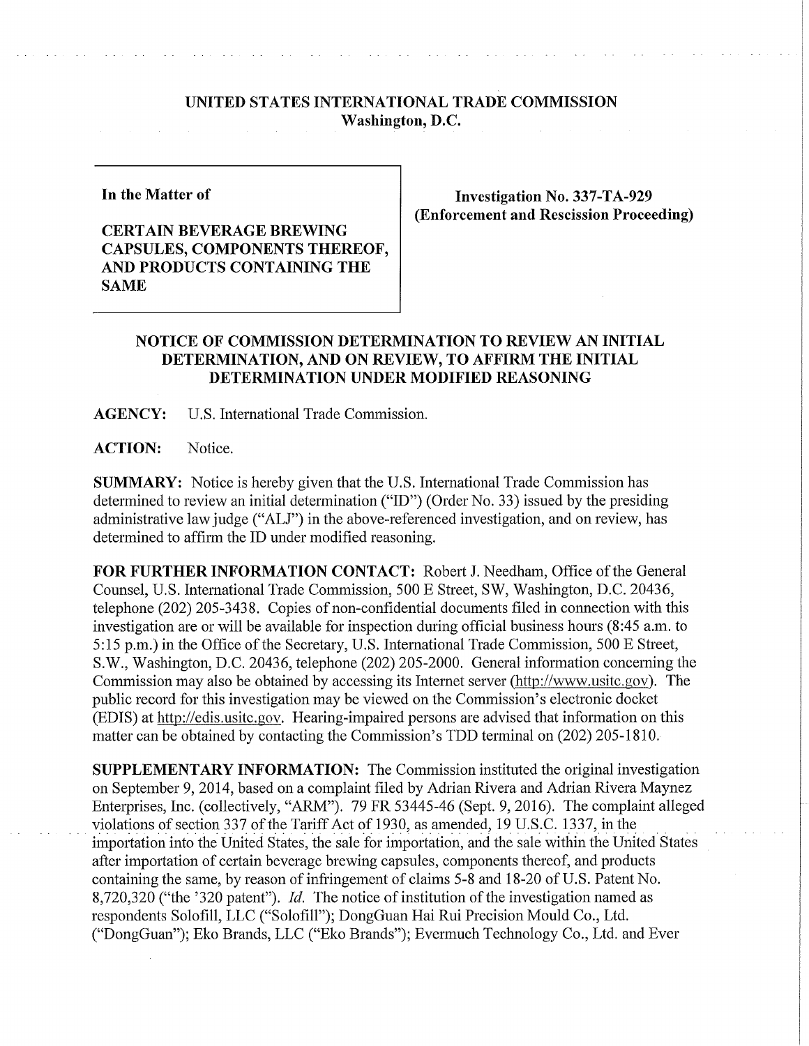# UNITED STATES INTERNATIONAL TRADE COMMISSION
## Washington, D.C.

| In the Matter of<br><br>**CERTAIN BEVERAGE BREWING CAPSULES, COMPONENTS THEREOF, AND PRODUCTS CONTAINING THE SAME** | **Investigation No. 337-TA-929 (Enforcement and Rescission Proceeding)** |
|---|---|

## NOTICE OF COMMISSION DETERMINATION TO REVIEW AN INITIAL DETERMINATION, AND ON REVIEW, TO AFFIRM THE INITIAL DETERMINATION UNDER MODIFIED REASONING

**AGENCY:** U.S. International Trade Commission.

**ACTION:** Notice.

**SUMMARY:** Notice is hereby given that the U.S. International Trade Commission has determined to review an initial determination ("ID") (Order No. 33) issued by the presiding administrative law judge ("ALJ") in the above-referenced investigation, and on review, has determined to affirm the ID under modified reasoning.

**FOR FURTHER INFORMATION CONTACT:** Robert J. Needham, Office of the General Counsel, U.S. International Trade Commission, 500 E Street, SW, Washington, D.C. 20436, telephone (202) 205-3438. Copies of non-confidential documents filed in connection with this investigation are or will be available for inspection during official business hours (8:45 a.m. to 5:15 p.m.) in the Office of the Secretary, U.S. International Trade Commission, 500 E Street, S.W., Washington, D.C. 20436, telephone (202) 205-2000. General information concerning the Commission may also be obtained by accessing its Internet server (http://www.usitc.gov). The public record for this investigation may be viewed on the Commission's electronic docket (EDIS) at http://edis.usitc.gov. Hearing-impaired persons are advised that information on this matter can be obtained by contacting the Commission's TDD terminal on (202) 205-1810.

**SUPPLEMENTARY INFORMATION:** The Commission instituted the original investigation on September 9, 2014, based on a complaint filed by Adrian Rivera and Adrian Rivera Maynez Enterprises, Inc. (collectively, "ARM"). 79 FR 53445-46 (Sept. 9, 2016). The complaint alleged violations of section 337 of the Tariff Act of 1930, as amended, 19 U.S.C. 1337, in the importation into the United States, the sale for importation, and the sale within the United States after importation of certain beverage brewing capsules, components thereof, and products containing the same, by reason of infringement of claims 5-8 and 18-20 of U.S. Patent No. 8,720,320 ("the '320 patent"). *Id.* The notice of institution of the investigation named as respondents Solofill, LLC ("Solofill"); DongGuan Hai Rui Precision Mould Co., Ltd. ("DongGuan"); Eko Brands, LLC ("Eko Brands"); Evermuch Technology Co., Ltd. and Ever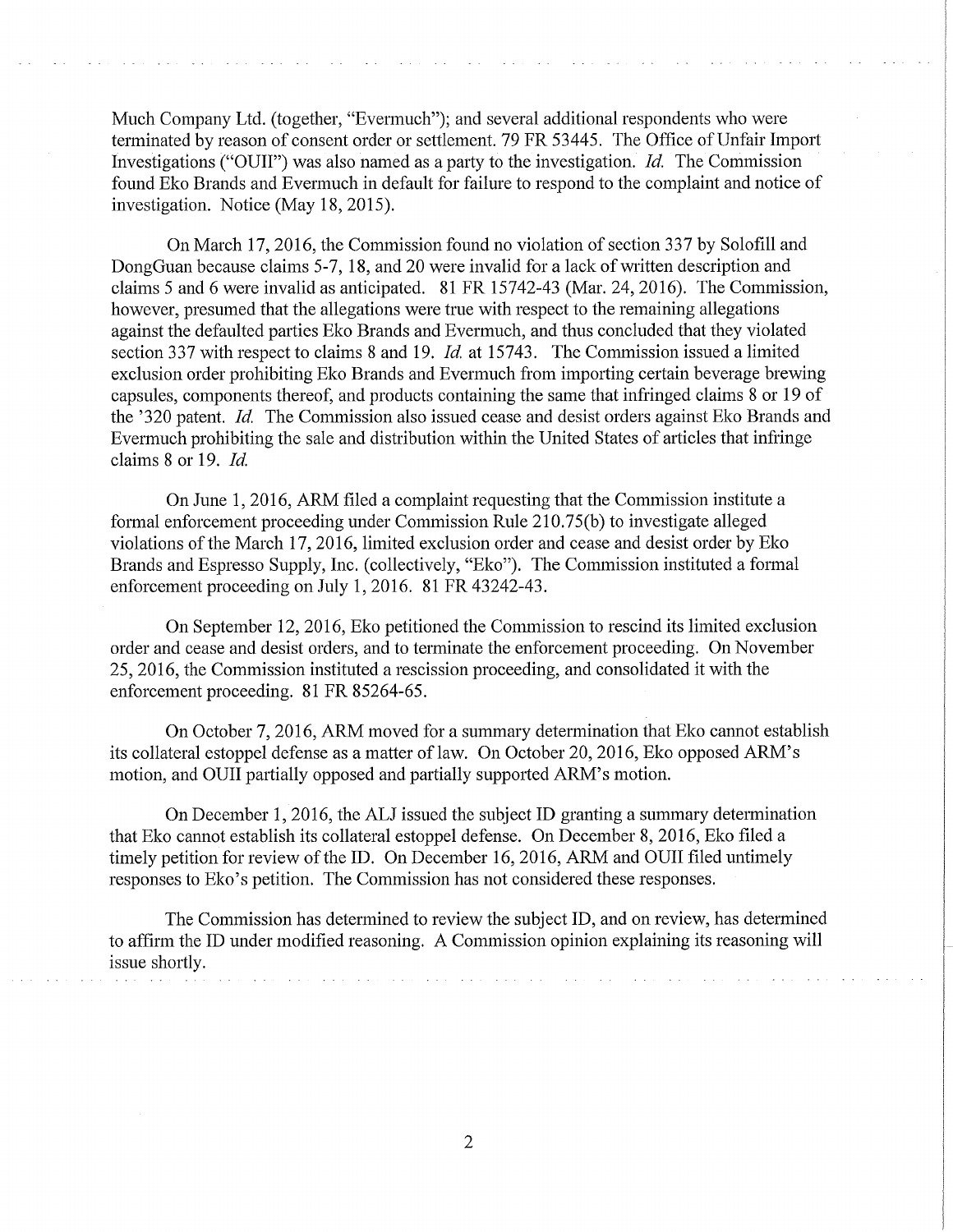Much Company Ltd. (together, "Evermuch"); and several additional respondents who were terminated by reason of consent order or settlement. 79 FR 53445. The Office of Unfair Import Investigations ("OUII") was also named as a party to the investigation. *Id.* The Commission found Eko Brands and Evermuch in default for failure to respond to the complaint and notice of investigation. Notice (May 18, 2015).

On March 17, 2016, the Commission found no violation of section 337 by Solofill and DongGuan because claims 5-7, 18, and 20 were invalid for a lack of written description and claims 5 and 6 were invalid as anticipated. 81 FR 15742-43 (Mar. 24, 2016). The Commission, however, presumed that the allegations were true with respect to the remaining allegations against the defaulted parties Eko Brands and Evermuch, and thus concluded that they violated section 337 with respect to claims 8 and 19. *Id.* at 15743. The Commission issued a limited exclusion order prohibiting Eko Brands and Evermuch from importing certain beverage brewing capsules, components thereof, and products containing the same that infringed claims 8 or 19 of the '320 patent. *Id.* The Commission also issued cease and desist orders against Eko Brands and Evermuch prohibiting the sale and distribution within the United States of articles that infringe claims 8 or 19. *Id.*

On June 1, 2016, ARM filed a complaint requesting that the Commission institute a formal enforcement proceeding under Commission Rule 210.75(b) to investigate alleged violations of the March 17, 2016, limited exclusion order and cease and desist order by Eko Brands and Espresso Supply, Inc. (collectively, "Eko"). The Commission instituted a formal enforcement proceeding on July 1, 2016. 81 FR 43242-43.

On September 12, 2016, Eko petitioned the Commission to rescind its limited exclusion order and cease and desist orders, and to terminate the enforcement proceeding. On November 25, 2016, the Commission instituted a rescission proceeding, and consolidated it with the enforcement proceeding. 81 FR 85264-65.

On October 7, 2016, ARM moved for a summary determination that Eko cannot establish its collateral estoppel defense as a matter of law. On October 20, 2016, Eko opposed ARM's motion, and OUII partially opposed and partially supported ARM's motion.

On December 1, 2016, the ALJ issued the subject ID granting a summary determination that Eko cannot establish its collateral estoppel defense. On December 8, 2016, Eko filed a timely petition for review of the ID. On December 16, 2016, ARM and OUII filed untimely responses to Eko's petition. The Commission has not considered these responses.

The Commission has determined to review the subject ID, and on review, has determined to affirm the ID under modified reasoning. A Commission opinion explaining its reasoning will issue shortly.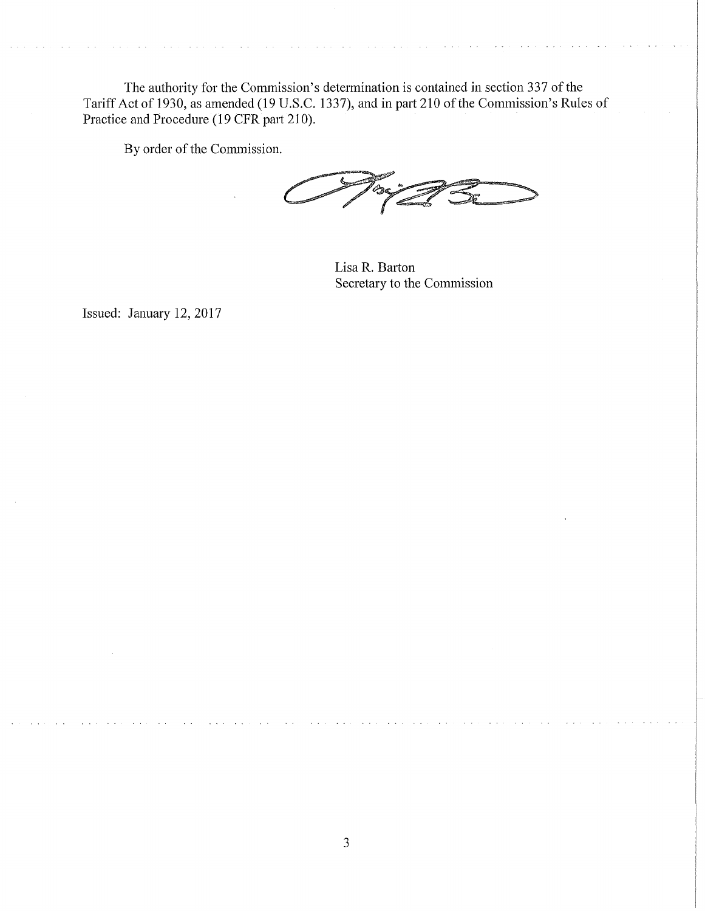The authority for the Commission's determination is contained in section 337 of the Tariff Act of 1930, as amended (19 U.S.C. 1337), and in part 210 of the Commission's Rules of Practice and Procedure (19 CFR part 210).

By order of the Commission.

Lisa R. Barton
Secretary to the Commission

Issued: January 12, 2017